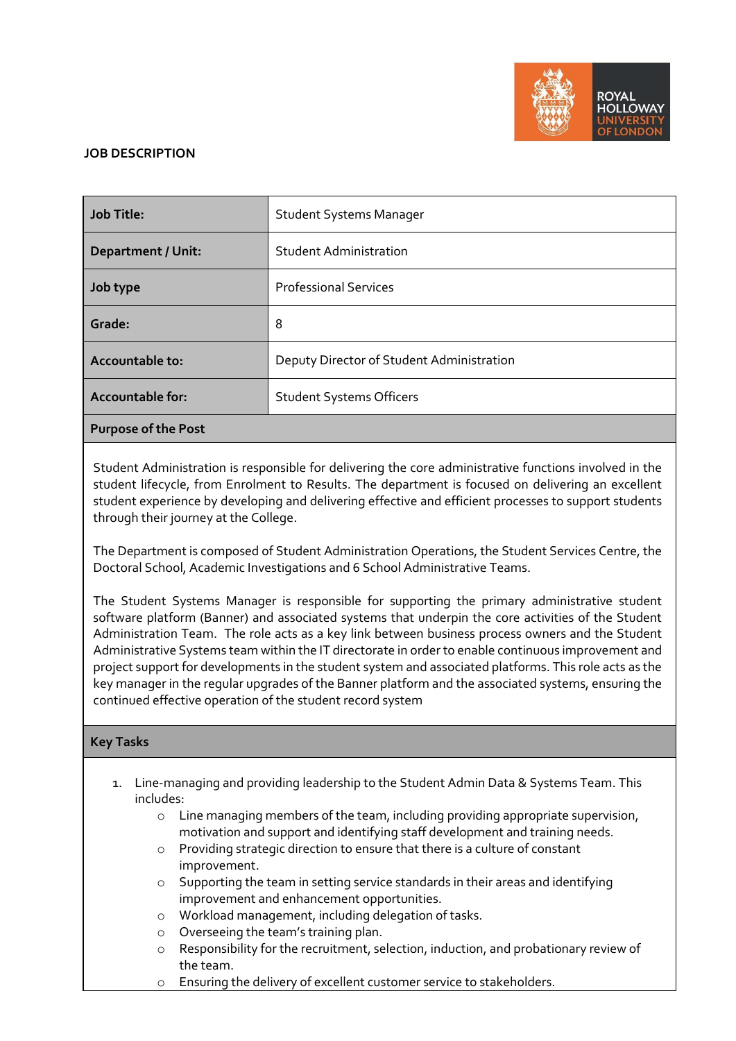# JOB DESCRIPTION

| Job Title: | Student Systems Manager |
|---|---|
| Department / Unit: | Student Administration |
| Job type | Professional Services |
| Grade: | 8 |
| Accountable to: | Deputy Director of Student Administration |
| Accountable for: | Student Systems Officers |

## Purpose of the Post

Student Administration is responsible for delivering the core administrative functions involved in the student lifecycle, from Enrolment to Results. The department is focused on delivering an excellent student experience by developing and delivering effective and efficient processes to support students through their journey at the College.

The Department is composed of Student Administration Operations, the Student Services Centre, the Doctoral School, Academic Investigations and 6 School Administrative Teams.

The Student Systems Manager is responsible for supporting the primary administrative student software platform (Banner) and associated systems that underpin the core activities of the Student Administration Team. The role acts as a key link between business process owners and the Student Administrative Systems team within the IT directorate in order to enable continuous improvement and project support for developments in the student system and associated platforms. This role acts as the key manager in the regular upgrades of the Banner platform and the associated systems, ensuring the continued effective operation of the student record system

## Key Tasks

1. Line-managing and providing leadership to the Student Admin Data & Systems Team. This includes:
   - Line managing members of the team, including providing appropriate supervision, motivation and support and identifying staff development and training needs.
   - Providing strategic direction to ensure that there is a culture of constant improvement.
   - Supporting the team in setting service standards in their areas and identifying improvement and enhancement opportunities.
   - Workload management, including delegation of tasks.
   - Overseeing the team's training plan.
   - Responsibility for the recruitment, selection, induction, and probationary review of the team.
   - Ensuring the delivery of excellent customer service to stakeholders.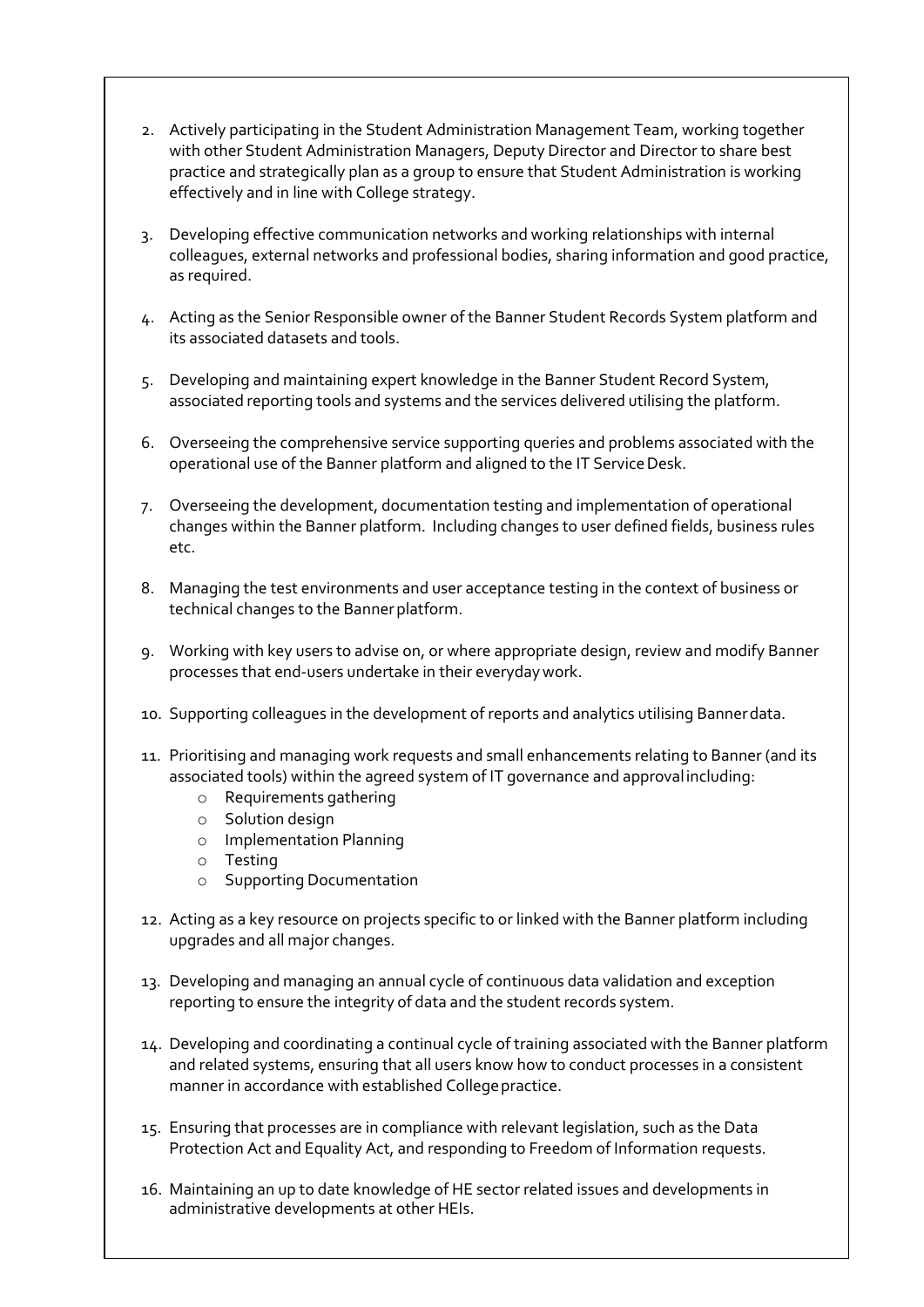2. Actively participating in the Student Administration Management Team, working together with other Student Administration Managers, Deputy Director and Director to share best practice and strategically plan as a group to ensure that Student Administration is working effectively and in line with College strategy.

3. Developing effective communication networks and working relationships with internal colleagues, external networks and professional bodies, sharing information and good practice, as required.

4. Acting as the Senior Responsible owner of the Banner Student Records System platform and its associated datasets and tools.

5. Developing and maintaining expert knowledge in the Banner Student Record System, associated reporting tools and systems and the services delivered utilising the platform.

6. Overseeing the comprehensive service supporting queries and problems associated with the operational use of the Banner platform and aligned to the IT Service Desk.

7. Overseeing the development, documentation testing and implementation of operational changes within the Banner platform. Including changes to user defined fields, business rules etc.

8. Managing the test environments and user acceptance testing in the context of business or technical changes to the Banner platform.

9. Working with key users to advise on, or where appropriate design, review and modify Banner processes that end-users undertake in their everyday work.

10. Supporting colleagues in the development of reports and analytics utilising Banner data.

11. Prioritising and managing work requests and small enhancements relating to Banner (and its associated tools) within the agreed system of IT governance and approval including:
    - Requirements gathering
    - Solution design
    - Implementation Planning
    - Testing
    - Supporting Documentation

12. Acting as a key resource on projects specific to or linked with the Banner platform including upgrades and all major changes.

13. Developing and managing an annual cycle of continuous data validation and exception reporting to ensure the integrity of data and the student records system.

14. Developing and coordinating a continual cycle of training associated with the Banner platform and related systems, ensuring that all users know how to conduct processes in a consistent manner in accordance with established College practice.

15. Ensuring that processes are in compliance with relevant legislation, such as the Data Protection Act and Equality Act, and responding to Freedom of Information requests.

16. Maintaining an up to date knowledge of HE sector related issues and developments in administrative developments at other HEIs.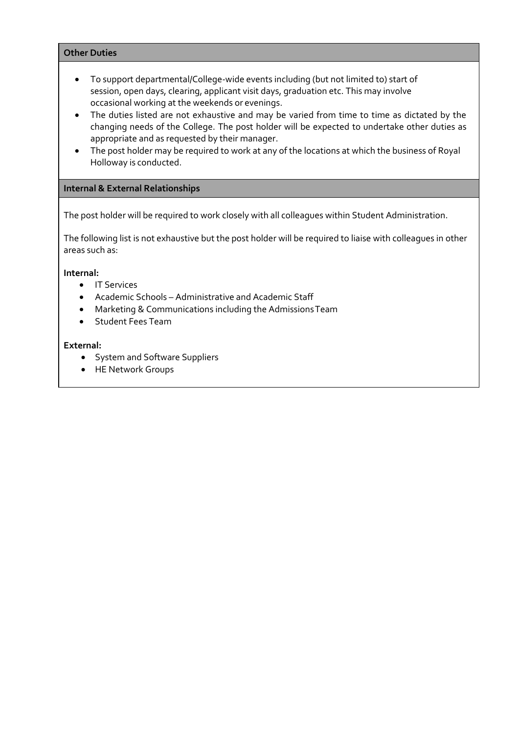## Other Duties

- To support departmental/College-wide events including (but not limited to) start of session, open days, clearing, applicant visit days, graduation etc. This may involve occasional working at the weekends or evenings.
- The duties listed are not exhaustive and may be varied from time to time as dictated by the changing needs of the College. The post holder will be expected to undertake other duties as appropriate and as requested by their manager.
- The post holder may be required to work at any of the locations at which the business of Royal Holloway is conducted.

## Internal & External Relationships

The post holder will be required to work closely with all colleagues within Student Administration.

The following list is not exhaustive but the post holder will be required to liaise with colleagues in other areas such as:

**Internal:**

- IT Services
- Academic Schools – Administrative and Academic Staff
- Marketing & Communications including the Admissions Team
- Student Fees Team

**External:**

- System and Software Suppliers
- HE Network Groups